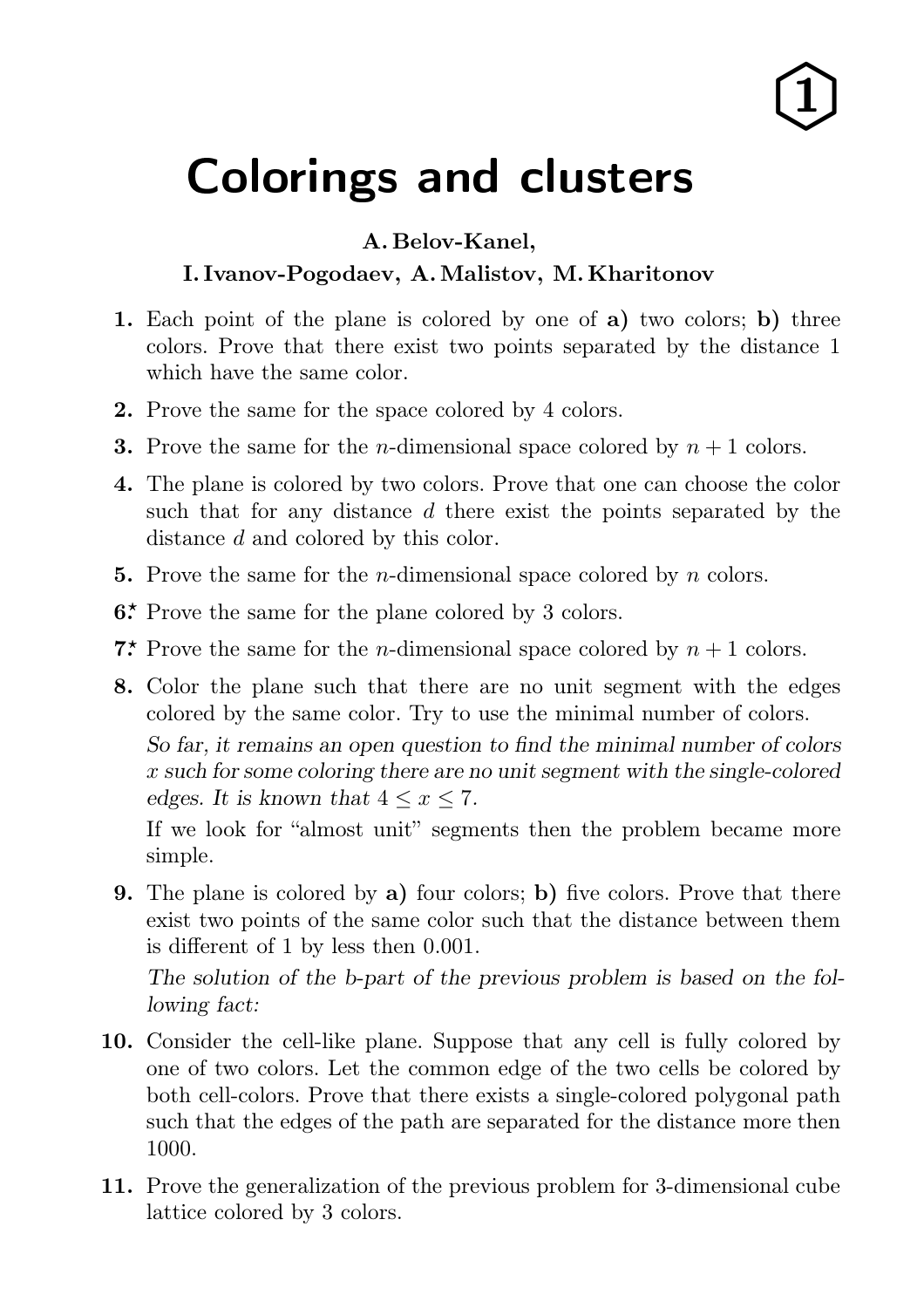# Colorings and clusters

**A. Belov-Kanel,**
**I. Ivanov-Pogodaev, A. Malistov, M. Kharitonov**

**1.** Each point of the plane is colored by one of **a)** two colors; **b)** three colors. Prove that there exist two points separated by the distance 1 which have the same color.

**2.** Prove the same for the space colored by 4 colors.

**3.** Prove the same for the $n$-dimensional space colored by $n+1$ colors.

**4.** The plane is colored by two colors. Prove that one can choose the color such that for any distance $d$ there exist the points separated by the distance $d$ and colored by this color.

**5.** Prove the same for the $n$-dimensional space colored by $n$ colors.

**6.**$^\star$ Prove the same for the plane colored by 3 colors.

**7.**$^\star$ Prove the same for the $n$-dimensional space colored by $n+1$ colors.

**8.** Color the plane such that there are no unit segment with the edges colored by the same color. Try to use the minimal number of colors.

*So far, it remains an open question to find the minimal number of colors $x$ such for some coloring there are no unit segment with the single-colored edges. It is known that $4 \leq x \leq 7$.*

If we look for "almost unit" segments then the problem became more simple.

**9.** The plane is colored by **a)** four colors; **b)** five colors. Prove that there exist two points of the same color such that the distance between them is different of 1 by less then 0.001.

*The solution of the b-part of the previous problem is based on the following fact:*

**10.** Consider the cell-like plane. Suppose that any cell is fully colored by one of two colors. Let the common edge of the two cells be colored by both cell-colors. Prove that there exists a single-colored polygonal path such that the edges of the path are separated for the distance more then 1000.

**11.** Prove the generalization of the previous problem for 3-dimensional cube lattice colored by 3 colors.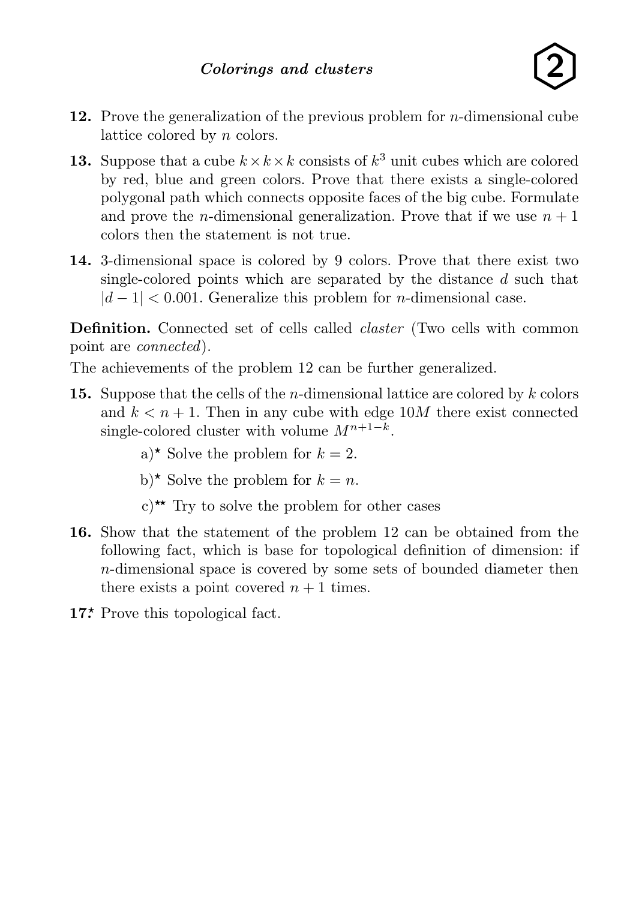*Colorings and clusters*

**12.** Prove the generalization of the previous problem for $n$-dimensional cube lattice colored by $n$ colors.

**13.** Suppose that a cube $k \times k \times k$ consists of $k^3$ unit cubes which are colored by red, blue and green colors. Prove that there exists a single-colored polygonal path which connects opposite faces of the big cube. Formulate and prove the $n$-dimensional generalization. Prove that if we use $n+1$ colors then the statement is not true.

**14.** 3-dimensional space is colored by 9 colors. Prove that there exist two single-colored points which are separated by the distance $d$ such that $|d-1| < 0.001$. Generalize this problem for $n$-dimensional case.

**Definition.** Connected set of cells called *claster* (Two cells with common point are *connected*).

The achievements of the problem 12 can be further generalized.

**15.** Suppose that the cells of the $n$-dimensional lattice are colored by $k$ colors and $k < n+1$. Then in any cube with edge $10M$ there exist connected single-colored cluster with volume $M^{n+1-k}$.

a)$^\star$ Solve the problem for $k = 2$.

b)$^\star$ Solve the problem for $k = n$.

c)$^{\star\star}$ Try to solve the problem for other cases

**16.** Show that the statement of the problem 12 can be obtained from the following fact, which is base for topological definition of dimension: if $n$-dimensional space is covered by some sets of bounded diameter then there exists a point covered $n+1$ times.

**17.**$^\star$ Prove this topological fact.